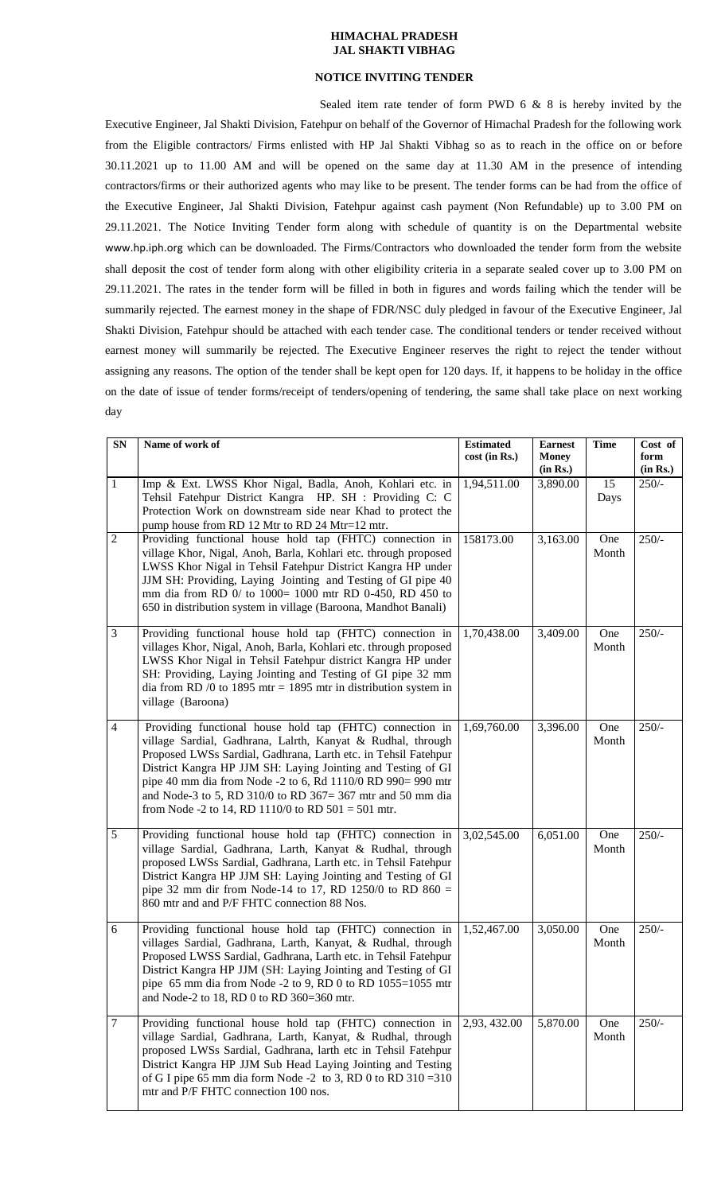# HIMACHAL PRADESH
# JAL SHAKTI VIBHAG

## NOTICE INVITING TENDER

Sealed item rate tender of form PWD 6 & 8 is hereby invited by the Executive Engineer, Jal Shakti Division, Fatehpur on behalf of the Governor of Himachal Pradesh for the following work from the Eligible contractors/ Firms enlisted with HP Jal Shakti Vibhag so as to reach in the office on or before 30.11.2021 up to 11.00 AM and will be opened on the same day at 11.30 AM in the presence of intending contractors/firms or their authorized agents who may like to be present. The tender forms can be had from the office of the Executive Engineer, Jal Shakti Division, Fatehpur against cash payment (Non Refundable) up to 3.00 PM on 29.11.2021. The Notice Inviting Tender form along with schedule of quantity is on the Departmental website www.hp.iph.org which can be downloaded. The Firms/Contractors who downloaded the tender form from the website shall deposit the cost of tender form along with other eligibility criteria in a separate sealed cover up to 3.00 PM on 29.11.2021. The rates in the tender form will be filled in both in figures and words failing which the tender will be summarily rejected. The earnest money in the shape of FDR/NSC duly pledged in favour of the Executive Engineer, Jal Shakti Division, Fatehpur should be attached with each tender case. The conditional tenders or tender received without earnest money will summarily be rejected. The Executive Engineer reserves the right to reject the tender without assigning any reasons. The option of the tender shall be kept open for 120 days. If, it happens to be holiday in the office on the date of issue of tender forms/receipt of tenders/opening of tendering, the same shall take place on next working day

| SN | Name of work of | Estimated cost (in Rs.) | Earnest Money (in Rs.) | Time | Cost of form (in Rs.) |
|---|---|---|---|---|---|
| 1 | Imp & Ext. LWSS Khor Nigal, Badla, Anoh, Kohlari etc. in Tehsil Fatehpur District Kangra HP. SH : Providing C: C Protection Work on downstream side near Khad to protect the pump house from RD 12 Mtr to RD 24 Mtr=12 mtr. | 1,94,511.00 | 3,890.00 | 15 Days | 250/- |
| 2 | Providing functional house hold tap (FHTC) connection in village Khor, Nigal, Anoh, Barla, Kohlari etc. through proposed LWSS Khor Nigal in Tehsil Fatehpur District Kangra HP under JJM SH: Providing, Laying Jointing and Testing of GI pipe 40 mm dia from RD 0/ to 1000= 1000 mtr RD 0-450, RD 450 to 650 in distribution system in village (Baroona, Mandhot Banali) | 158173.00 | 3,163.00 | One Month | 250/- |
| 3 | Providing functional house hold tap (FHTC) connection in villages Khor, Nigal, Anoh, Barla, Kohlari etc. through proposed LWSS Khor Nigal in Tehsil Fatehpur district Kangra HP under SH: Providing, Laying Jointing and Testing of GI pipe 32 mm dia from RD /0 to 1895 mtr = 1895 mtr in distribution system in village (Baroona) | 1,70,438.00 | 3,409.00 | One Month | 250/- |
| 4 | Providing functional house hold tap (FHTC) connection in village Sardial, Gadhrana, Lalrth, Kanyat & Rudhal, through Proposed LWSs Sardial, Gadhrana, Larth etc. in Tehsil Fatehpur District Kangra HP JJM SH: Laying Jointing and Testing of GI pipe 40 mm dia from Node -2 to 6, Rd 1110/0 RD 990= 990 mtr and Node-3 to 5, RD 310/0 to RD 367= 367 mtr and 50 mm dia from Node -2 to 14, RD 1110/0 to RD 501 = 501 mtr. | 1,69,760.00 | 3,396.00 | One Month | 250/- |
| 5 | Providing functional house hold tap (FHTC) connection in village Sardial, Gadhrana, Larth, Kanyat & Rudhal, through proposed LWSs Sardial, Gadhrana, Larth etc. in Tehsil Fatehpur District Kangra HP JJM SH: Laying Jointing and Testing of GI pipe 32 mm dir from Node-14 to 17, RD 1250/0 to RD 860 = 860 mtr and and P/F FHTC connection 88 Nos. | 3,02,545.00 | 6,051.00 | One Month | 250/- |
| 6 | Providing functional house hold tap (FHTC) connection in villages Sardial, Gadhrana, Larth, Kanyat, & Rudhal, through Proposed LWSS Sardial, Gadhrana, Larth etc. in Tehsil Fatehpur District Kangra HP JJM (SH: Laying Jointing and Testing of GI pipe 65 mm dia from Node -2 to 9, RD 0 to RD 1055=1055 mtr and Node-2 to 18, RD 0 to RD 360=360 mtr. | 1,52,467.00 | 3,050.00 | One Month | 250/- |
| 7 | Providing functional house hold tap (FHTC) connection in village Sardial, Gadhrana, Larth, Kanyat, & Rudhal, through proposed LWSs Sardial, Gadhrana, larth etc in Tehsil Fatehpur District Kangra HP JJM Sub Head Laying Jointing and Testing of G I pipe 65 mm dia form Node -2 to 3, RD 0 to RD 310 =310 mtr and P/F FHTC connection 100 nos. | 2,93, 432.00 | 5,870.00 | One Month | 250/- |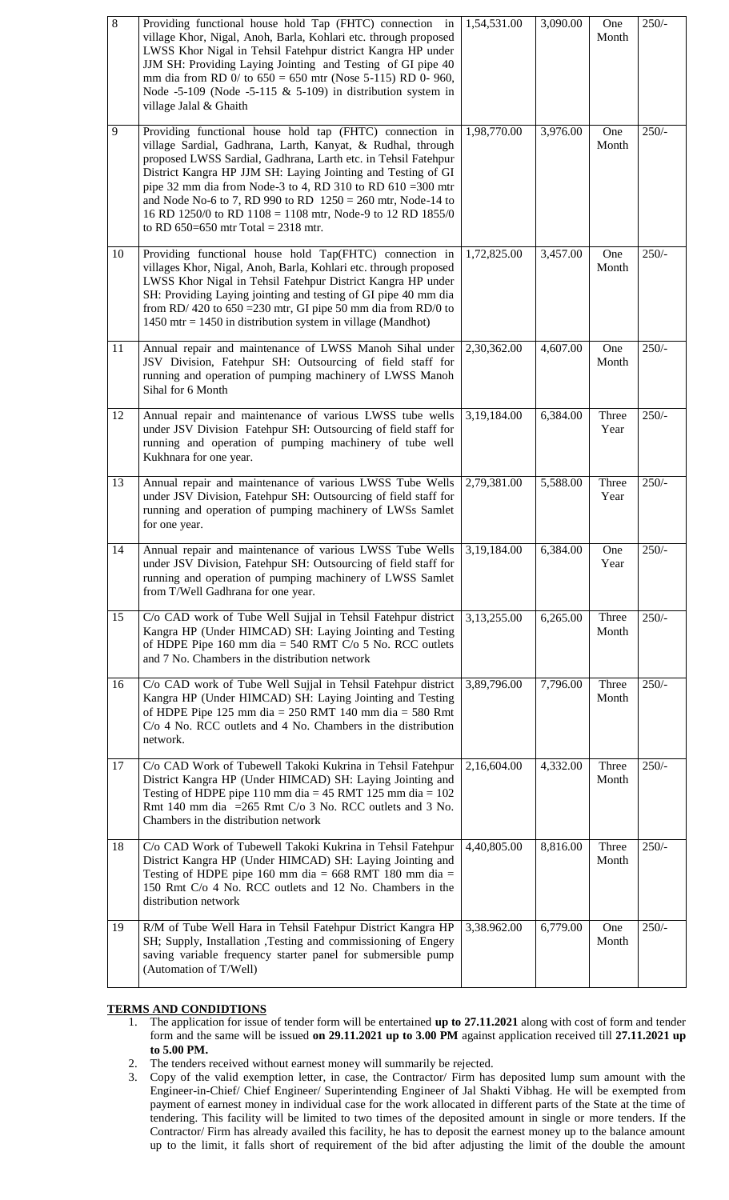| 8 | Providing functional house hold Tap (FHTC) connection in village Khor, Nigal, Anoh, Barla, Kohlari etc. through proposed LWSS Khor Nigal in Tehsil Fatehpur district Kangra HP under JJM SH: Providing Laying Jointing and Testing of GI pipe 40 mm dia from RD 0/ to 650 = 650 mtr (Nose 5-115) RD 0- 960, Node -5-109 (Node -5-115 & 5-109) in distribution system in village Jalal & Ghaith | 1,54,531.00 | 3,090.00 | One Month | 250/- |
|---|---|---|---|---|---|
| 9 | Providing functional house hold tap (FHTC) connection in village Sardial, Gadhrana, Larth, Kanyat, & Rudhal, through proposed LWSS Sardial, Gadhrana, Larth etc. in Tehsil Fatehpur District Kangra HP JJM SH: Laying Jointing and Testing of GI pipe 32 mm dia from Node-3 to 4, RD 310 to RD 610 =300 mtr and Node No-6 to 7, RD 990 to RD 1250 = 260 mtr, Node-14 to 16 RD 1250/0 to RD 1108 = 1108 mtr, Node-9 to 12 RD 1855/0 to RD 650=650 mtr Total = 2318 mtr. | 1,98,770.00 | 3,976.00 | One Month | 250/- |
| 10 | Providing functional house hold Tap(FHTC) connection in villages Khor, Nigal, Anoh, Barla, Kohlari etc. through proposed LWSS Khor Nigal in Tehsil Fatehpur District Kangra HP under SH: Providing Laying jointing and testing of GI pipe 40 mm dia from RD/ 420 to 650 =230 mtr, GI pipe 50 mm dia from RD/0 to 1450 mtr = 1450 in distribution system in village (Mandhot) | 1,72,825.00 | 3,457.00 | One Month | 250/- |
| 11 | Annual repair and maintenance of LWSS Manoh Sihal under JSV Division, Fatehpur SH: Outsourcing of field staff for running and operation of pumping machinery of LWSS Manoh Sihal for 6 Month | 2,30,362.00 | 4,607.00 | One Month | 250/- |
| 12 | Annual repair and maintenance of various LWSS tube wells under JSV Division Fatehpur SH: Outsourcing of field staff for running and operation of pumping machinery of tube well Kukhnara for one year. | 3,19,184.00 | 6,384.00 | Three Year | 250/- |
| 13 | Annual repair and maintenance of various LWSS Tube Wells under JSV Division, Fatehpur SH: Outsourcing of field staff for running and operation of pumping machinery of LWSs Samlet for one year. | 2,79,381.00 | 5,588.00 | Three Year | 250/- |
| 14 | Annual repair and maintenance of various LWSS Tube Wells under JSV Division, Fatehpur SH: Outsourcing of field staff for running and operation of pumping machinery of LWSS Samlet from T/Well Gadhrana for one year. | 3,19,184.00 | 6,384.00 | One Year | 250/- |
| 15 | C/o CAD work of Tube Well Sujjal in Tehsil Fatehpur district Kangra HP (Under HIMCAD) SH: Laying Jointing and Testing of HDPE Pipe 160 mm dia = 540 RMT C/o 5 No. RCC outlets and 7 No. Chambers in the distribution network | 3,13,255.00 | 6,265.00 | Three Month | 250/- |
| 16 | C/o CAD work of Tube Well Sujjal in Tehsil Fatehpur district Kangra HP (Under HIMCAD) SH: Laying Jointing and Testing of HDPE Pipe 125 mm dia = 250 RMT 140 mm dia = 580 Rmt C/o 4 No. RCC outlets and 4 No. Chambers in the distribution network. | 3,89,796.00 | 7,796.00 | Three Month | 250/- |
| 17 | C/o CAD Work of Tubewell Takoki Kukrina in Tehsil Fatehpur District Kangra HP (Under HIMCAD) SH: Laying Jointing and Testing of HDPE pipe 110 mm dia = 45 RMT 125 mm dia = 102 Rmt 140 mm dia =265 Rmt C/o 3 No. RCC outlets and 3 No. Chambers in the distribution network | 2,16,604.00 | 4,332.00 | Three Month | 250/- |
| 18 | C/o CAD Work of Tubewell Takoki Kukrina in Tehsil Fatehpur District Kangra HP (Under HIMCAD) SH: Laying Jointing and Testing of HDPE pipe 160 mm dia = 668 RMT 180 mm dia = 150 Rmt C/o 4 No. RCC outlets and 12 No. Chambers in the distribution network | 4,40,805.00 | 8,816.00 | Three Month | 250/- |
| 19 | R/M of Tube Well Hara in Tehsil Fatehpur District Kangra HP SH; Supply, Installation ,Testing and commissioning of Engery saving variable frequency starter panel for submersible pump (Automation of T/Well) | 3,38.962.00 | 6,779.00 | One Month | 250/- |

**TERMS AND CONDIDTIONS**

1. The application for issue of tender form will be entertained **up to 27.11.2021** along with cost of form and tender form and the same will be issued **on 29.11.2021 up to 3.00 PM** against application received till **27.11.2021 up to 5.00 PM.**
2. The tenders received without earnest money will summarily be rejected.
3. Copy of the valid exemption letter, in case, the Contractor/ Firm has deposited lump sum amount with the Engineer-in-Chief/ Chief Engineer/ Superintending Engineer of Jal Shakti Vibhag. He will be exempted from payment of earnest money in individual case for the work allocated in different parts of the State at the time of tendering. This facility will be limited to two times of the deposited amount in single or more tenders. If the Contractor/ Firm has already availed this facility, he has to deposit the earnest money up to the balance amount up to the limit, it falls short of requirement of the bid after adjusting the limit of the double the amount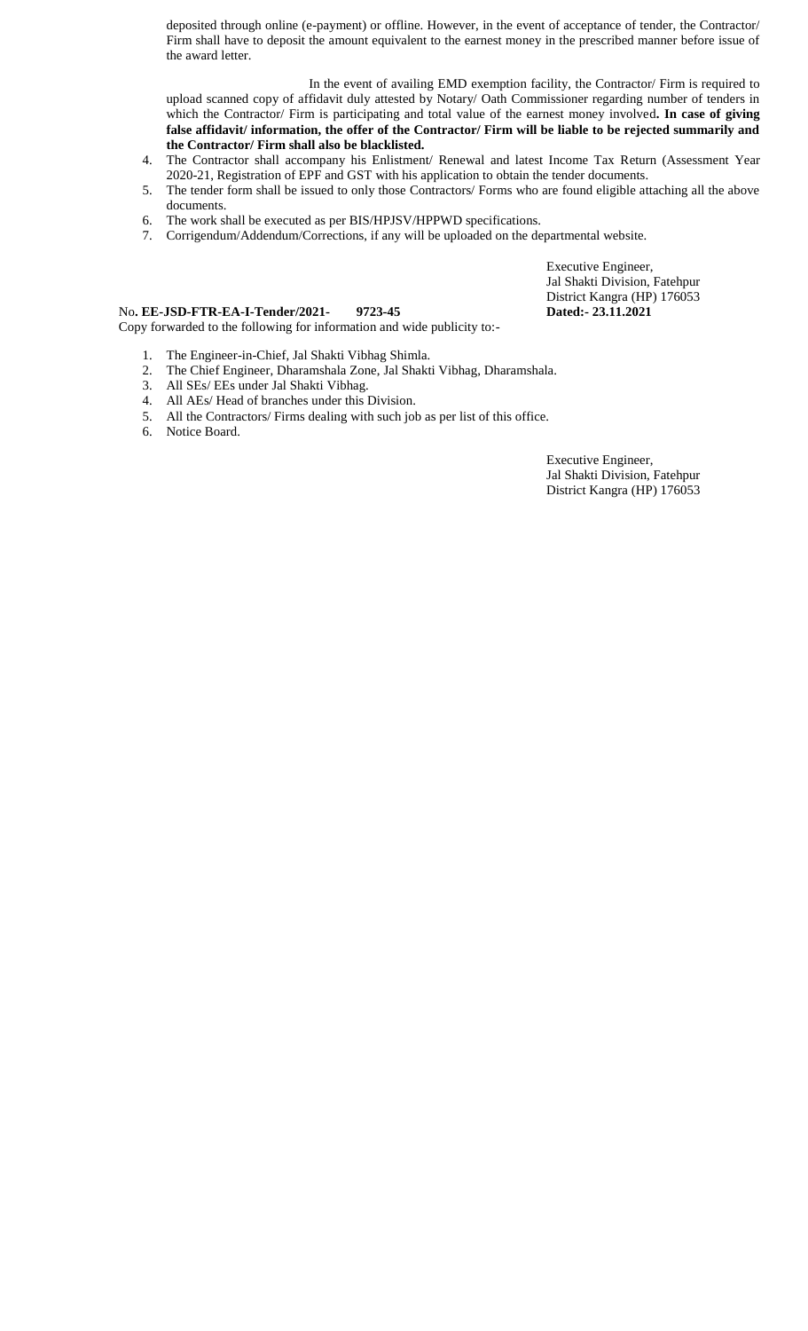deposited through online (e-payment) or offline. However, in the event of acceptance of tender, the Contractor/ Firm shall have to deposit the amount equivalent to the earnest money in the prescribed manner before issue of the award letter.

In the event of availing EMD exemption facility, the Contractor/ Firm is required to upload scanned copy of affidavit duly attested by Notary/ Oath Commissioner regarding number of tenders in which the Contractor/ Firm is participating and total value of the earnest money involved**. In case of giving false affidavit/ information, the offer of the Contractor/ Firm will be liable to be rejected summarily and the Contractor/ Firm shall also be blacklisted.**

4. The Contractor shall accompany his Enlistment/ Renewal and latest Income Tax Return (Assessment Year 2020-21, Registration of EPF and GST with his application to obtain the tender documents.
5. The tender form shall be issued to only those Contractors/ Forms who are found eligible attaching all the above documents.
6. The work shall be executed as per BIS/HPJSV/HPPWD specifications.
7. Corrigendum/Addendum/Corrections, if any will be uploaded on the departmental website.

Executive Engineer,
Jal Shakti Division, Fatehpur
District Kangra (HP) 176053

No**. EE-JSD-FTR-EA-I-Tender/2021- 9723-45** **Dated:- 23.11.2021**

Copy forwarded to the following for information and wide publicity to:-

1. The Engineer-in-Chief, Jal Shakti Vibhag Shimla.
2. The Chief Engineer, Dharamshala Zone, Jal Shakti Vibhag, Dharamshala.
3. All SEs/ EEs under Jal Shakti Vibhag.
4. All AEs/ Head of branches under this Division.
5. All the Contractors/ Firms dealing with such job as per list of this office.
6. Notice Board.

Executive Engineer,
Jal Shakti Division, Fatehpur
District Kangra (HP) 176053